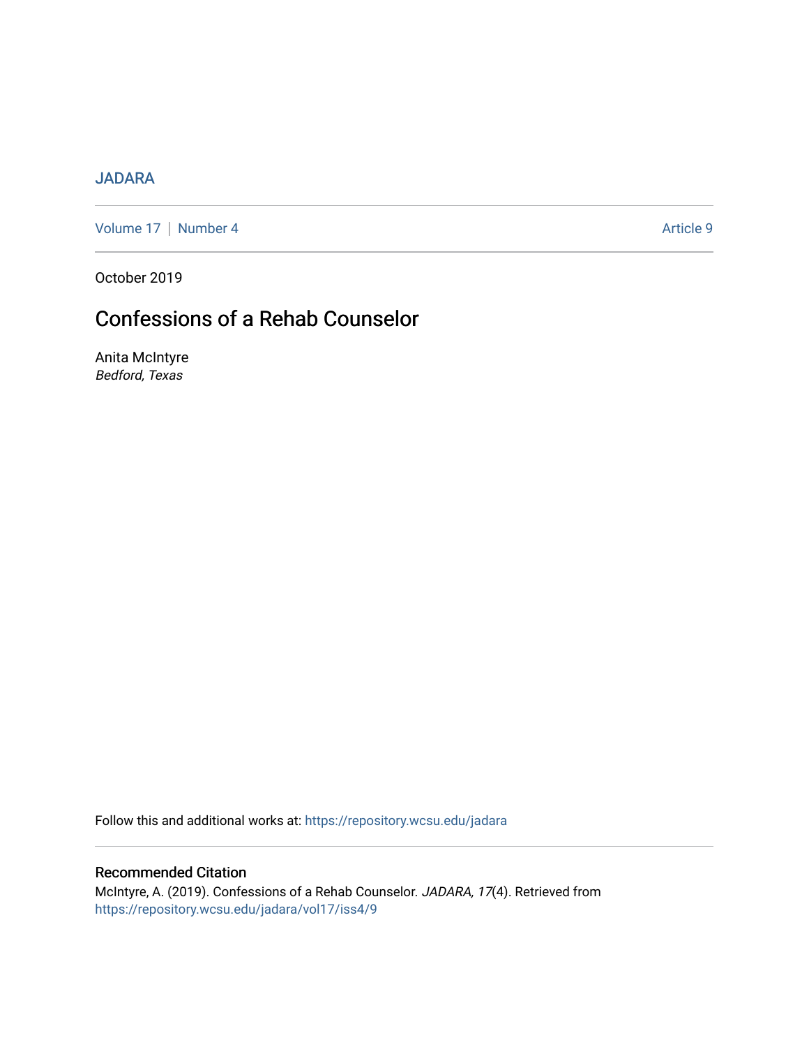JADARA

Volume 17 | Number 4 Article 9

October 2019

# Confessions of a Rehab Counselor

Anita McIntyre
*Bedford, Texas*

Follow this and additional works at: https://repository.wcsu.edu/jadara

## Recommended Citation

McIntyre, A. (2019). Confessions of a Rehab Counselor. *JADARA, 17*(4). Retrieved from https://repository.wcsu.edu/jadara/vol17/iss4/9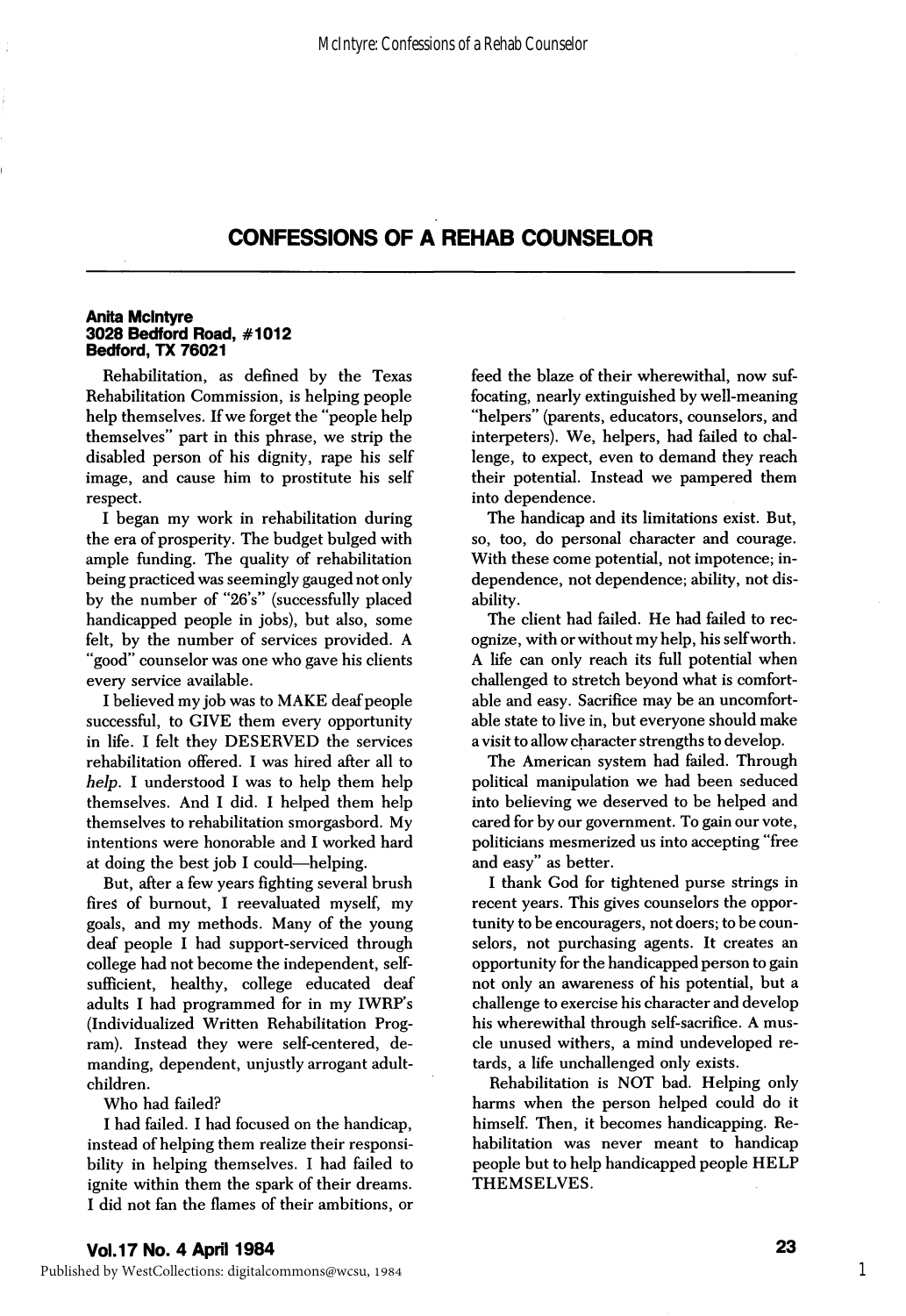# CONFESSIONS OF A REHAB COUNSELOR

**Anita McIntyre**
**3028 Bedford Road, #1012**
**Bedford, TX 76021**

Rehabilitation, as defined by the Texas Rehabilitation Commission, is helping people help themselves. If we forget the "people help themselves" part in this phrase, we strip the disabled person of his dignity, rape his self image, and cause him to prostitute his self respect.

I began my work in rehabilitation during the era of prosperity. The budget bulged with ample funding. The quality of rehabilitation being practiced was seemingly gauged not only by the number of "26's" (successfully placed handicapped people in jobs), but also, some felt, by the number of services provided. A "good" counselor was one who gave his clients every service available.

I believed my job was to MAKE deaf people successful, to GIVE them every opportunity in life. I felt they DESERVED the services rehabilitation offered. I was hired after all to *help*. I understood I was to help them help themselves. And I did. I helped them help themselves to rehabilitation smorgasbord. My intentions were honorable and I worked hard at doing the best job I could—helping.

But, after a few years fighting several brush fires of burnout, I reevaluated myself, my goals, and my methods. Many of the young deaf people I had support-serviced through college had not become the independent, self-sufficient, healthy, college educated deaf adults I had programmed for in my IWRP's (Individualized Written Rehabilitation Program). Instead they were self-centered, demanding, dependent, unjustly arrogant adult-children.

Who had failed?

I had failed. I had focused on the handicap, instead of helping them realize their responsibility in helping themselves. I had failed to ignite within them the spark of their dreams. I did not fan the flames of their ambitions, or feed the blaze of their wherewithal, now suffocating, nearly extinguished by well-meaning "helpers" (parents, educators, counselors, and interpeters). We, helpers, had failed to challenge, to expect, even to demand they reach their potential. Instead we pampered them into dependence.

The handicap and its limitations exist. But, so, too, do personal character and courage. With these come potential, not impotence; independence, not dependence; ability, not disability.

The client had failed. He had failed to recognize, with or without my help, his self worth. A life can only reach its full potential when challenged to stretch beyond what is comfortable and easy. Sacrifice may be an uncomfortable state to live in, but everyone should make a visit to allow character strengths to develop.

The American system had failed. Through political manipulation we had been seduced into believing we deserved to be helped and cared for by our government. To gain our vote, politicians mesmerized us into accepting "free and easy" as better.

I thank God for tightened purse strings in recent years. This gives counselors the opportunity to be encouragers, not doers; to be counselors, not purchasing agents. It creates an opportunity for the handicapped person to gain not only an awareness of his potential, but a challenge to exercise his character and develop his wherewithal through self-sacrifice. A muscle unused withers, a mind undeveloped retards, a life unchallenged only exists.

Rehabilitation is NOT bad. Helping only harms when the person helped could do it himself. Then, it becomes handicapping. Rehabilitation was never meant to handicap people but to help handicapped people HELP THEMSELVES.